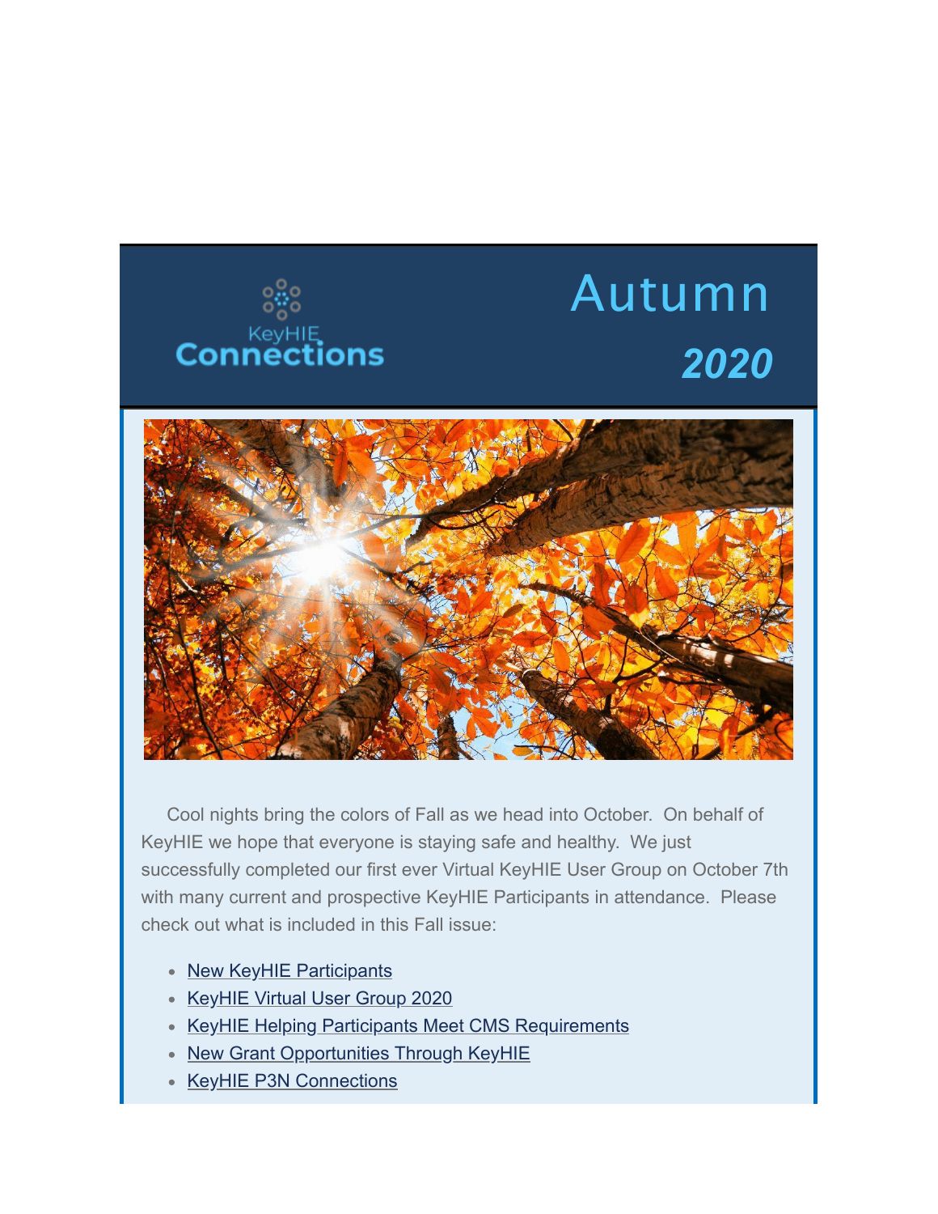KeyHIE Connections

# Autumn

## *2020*

Cool nights bring the colors of Fall as we head into October. On behalf of KeyHIE we hope that everyone is staying safe and healthy. We just successfully completed our first ever Virtual KeyHIE User Group on October 7th with many current and prospective KeyHIE Participants in attendance. Please check out what is included in this Fall issue:

- New KeyHIE Participants
- KeyHIE Virtual User Group 2020
- KeyHIE Helping Participants Meet CMS Requirements
- New Grant Opportunities Through KeyHIE
- KeyHIE P3N Connections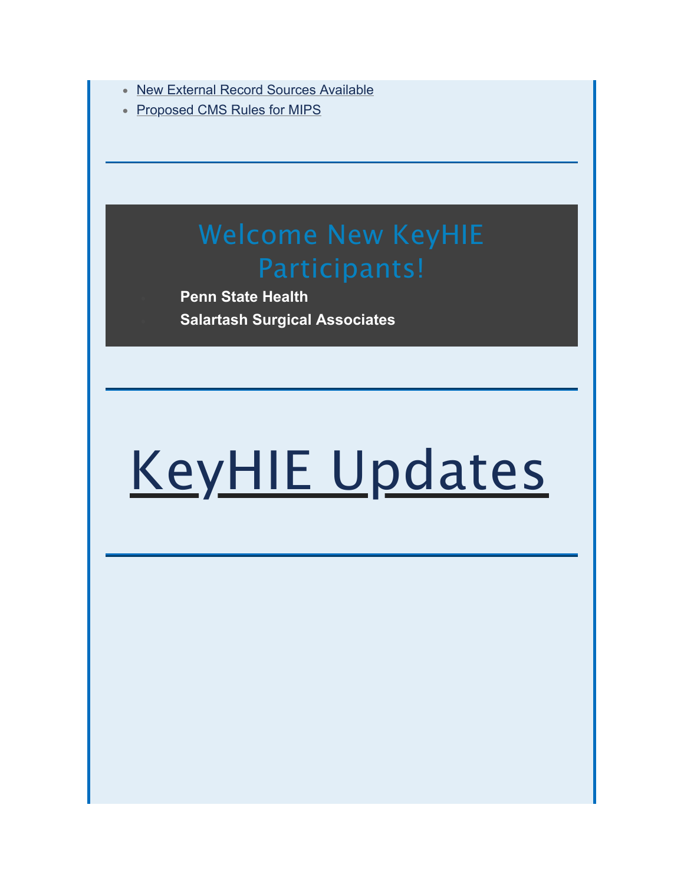- New External Record Sources Available
- Proposed CMS Rules for MIPS

---

## Welcome New KeyHIE Participants!

- **Penn State Health**
- **Salartash Surgical Associates**

---

# KeyHIE Updates

---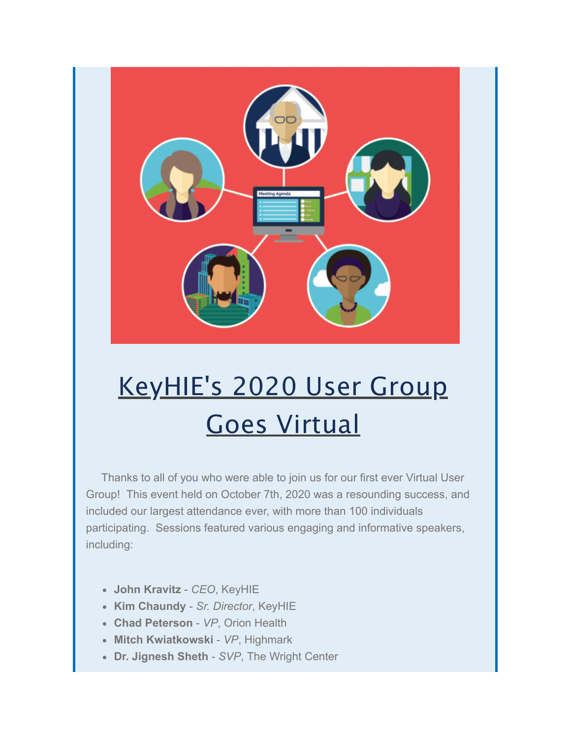# KeyHIE's 2020 User Group Goes Virtual

Thanks to all of you who were able to join us for our first ever Virtual User Group! This event held on October 7th, 2020 was a resounding success, and included our largest attendance ever, with more than 100 individuals participating. Sessions featured various engaging and informative speakers, including:

- **John Kravitz** - *CEO*, KeyHIE
- **Kim Chaundy** - *Sr. Director*, KeyHIE
- **Chad Peterson** - *VP*, Orion Health
- **Mitch Kwiatkowski** - *VP*, Highmark
- **Dr. Jignesh Sheth** - *SVP*, The Wright Center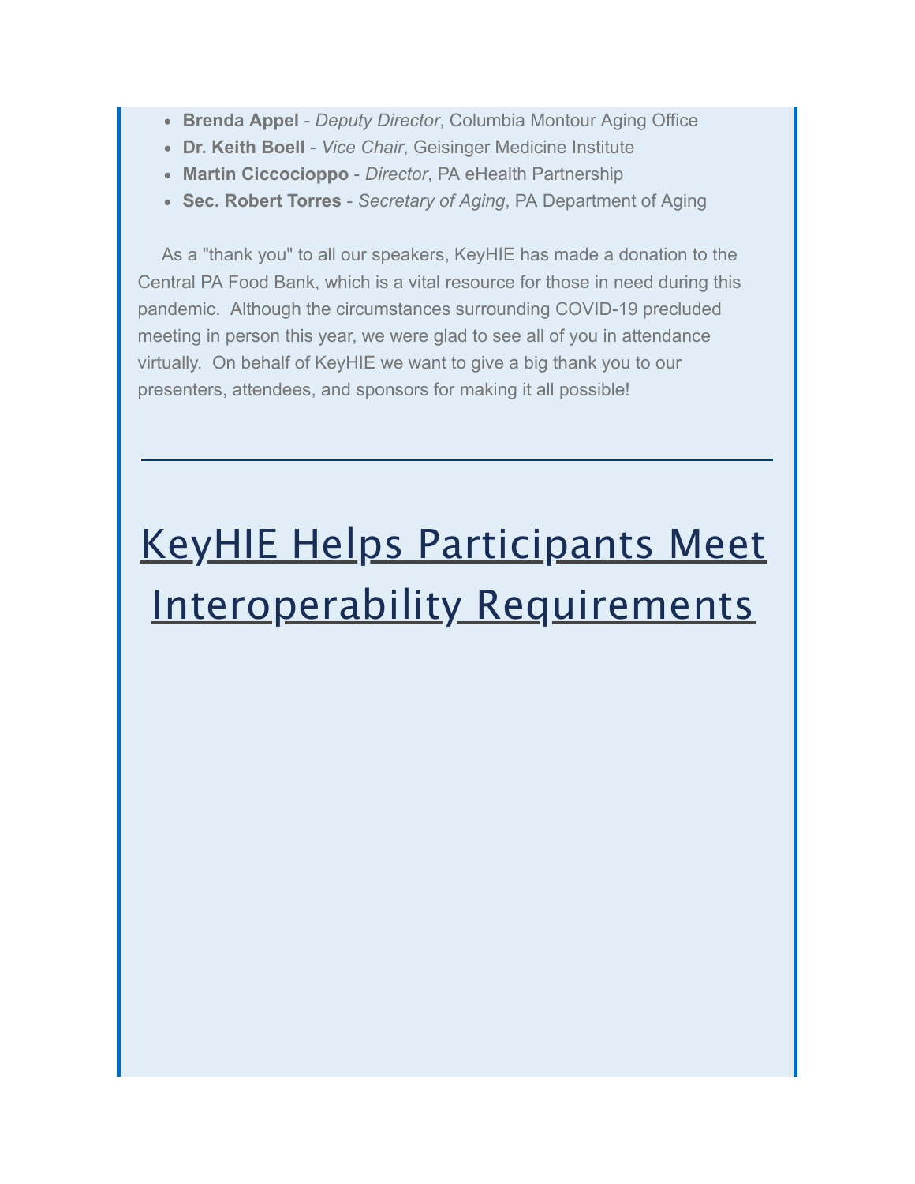- **Brenda Appel** - *Deputy Director*, Columbia Montour Aging Office
- **Dr. Keith Boell** - *Vice Chair*, Geisinger Medicine Institute
- **Martin Ciccocioppo** - *Director*, PA eHealth Partnership
- **Sec. Robert Torres** - *Secretary of Aging*, PA Department of Aging

As a "thank you" to all our speakers, KeyHIE has made a donation to the Central PA Food Bank, which is a vital resource for those in need during this pandemic. Although the circumstances surrounding COVID-19 precluded meeting in person this year, we were glad to see all of you in attendance virtually. On behalf of KeyHIE we want to give a big thank you to our presenters, attendees, and sponsors for making it all possible!

---

# KeyHIE Helps Participants Meet Interoperability Requirements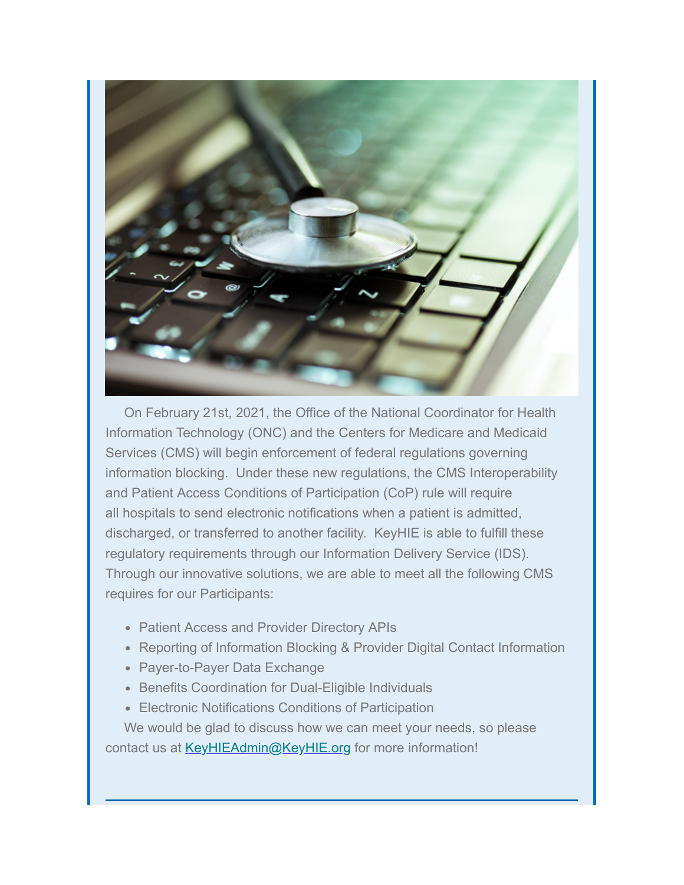On February 21st, 2021, the Office of the National Coordinator for Health Information Technology (ONC) and the Centers for Medicare and Medicaid Services (CMS) will begin enforcement of federal regulations governing information blocking. Under these new regulations, the CMS Interoperability and Patient Access Conditions of Participation (CoP) rule will require all hospitals to send electronic notifications when a patient is admitted, discharged, or transferred to another facility. KeyHIE is able to fulfill these regulatory requirements through our Information Delivery Service (IDS). Through our innovative solutions, we are able to meet all the following CMS requires for our Participants:

- Patient Access and Provider Directory APIs
- Reporting of Information Blocking & Provider Digital Contact Information
- Payer-to-Payer Data Exchange
- Benefits Coordination for Dual-Eligible Individuals
- Electronic Notifications Conditions of Participation

We would be glad to discuss how we can meet your needs, so please contact us at [KeyHIEAdmin@KeyHIE.org](mailto:KeyHIEAdmin@KeyHIE.org) for more information!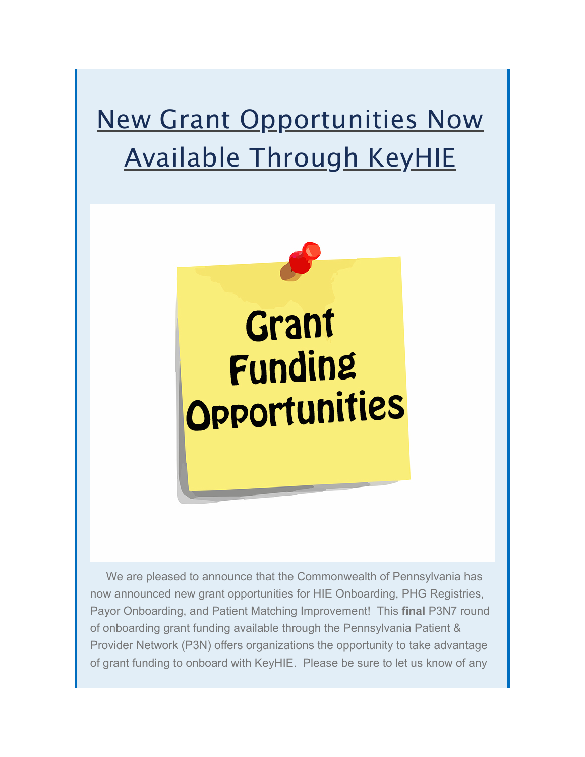# [New Grant Opportunities Now Available Through KeyHIE]

We are pleased to announce that the Commonwealth of Pennsylvania has now announced new grant opportunities for HIE Onboarding, PHG Registries, Payor Onboarding, and Patient Matching Improvement! This **final** P3N7 round of onboarding grant funding available through the Pennsylvania Patient & Provider Network (P3N) offers organizations the opportunity to take advantage of grant funding to onboard with KeyHIE. Please be sure to let us know of any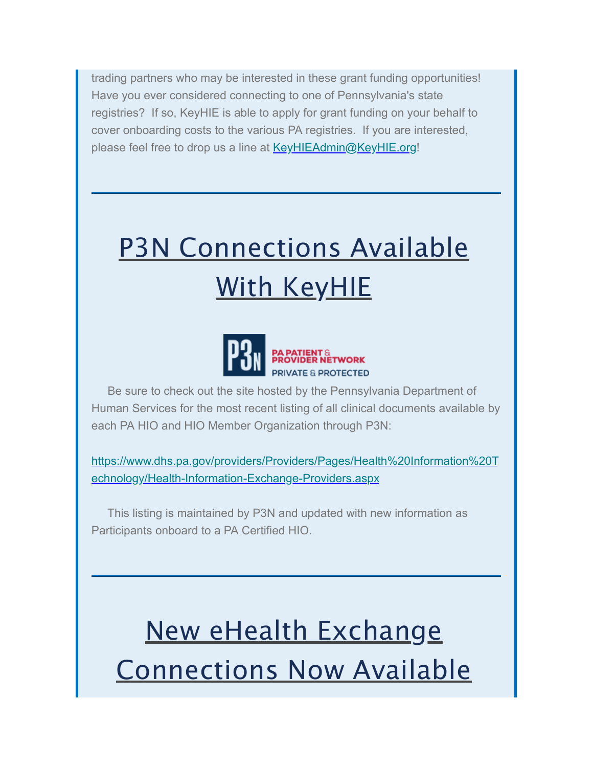trading partners who may be interested in these grant funding opportunities! Have you ever considered connecting to one of Pennsylvania's state registries? If so, KeyHIE is able to apply for grant funding on your behalf to cover onboarding costs to the various PA registries. If you are interested, please feel free to drop us a line at [KeyHIEAdmin@KeyHIE.org](mailto:KeyHIEAdmin@KeyHIE.org)!

---

# P3N Connections Available With KeyHIE

Be sure to check out the site hosted by the Pennsylvania Department of Human Services for the most recent listing of all clinical documents available by each PA HIO and HIO Member Organization through P3N:

https://www.dhs.pa.gov/providers/Providers/Pages/Health%20Information%20Technology/Health-Information-Exchange-Providers.aspx

This listing is maintained by P3N and updated with new information as Participants onboard to a PA Certified HIO.

---

# New eHealth Exchange Connections Now Available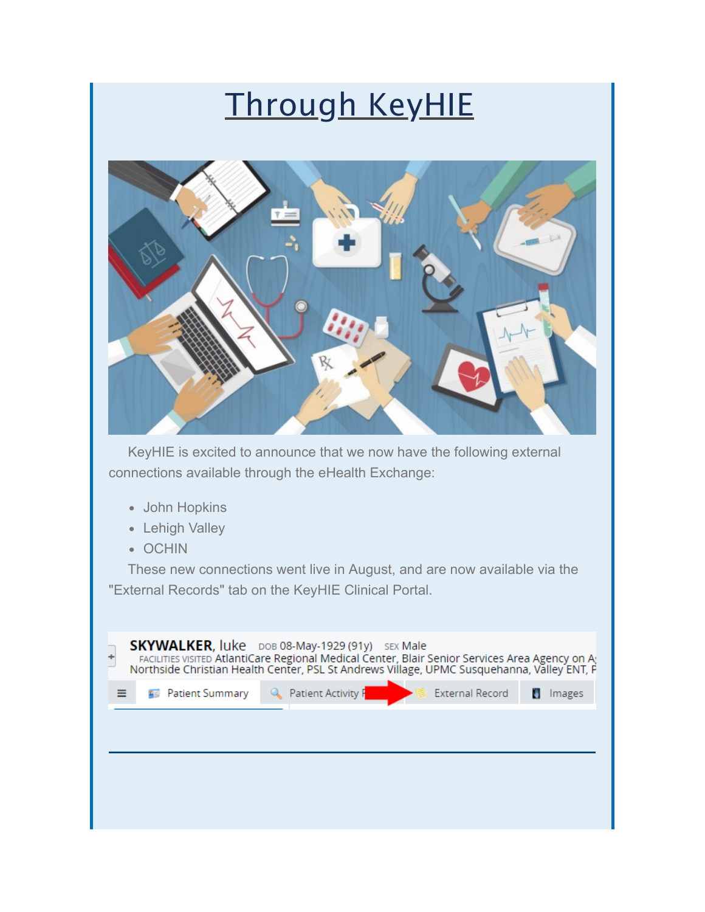# Through KeyHIE

KeyHIE is excited to announce that we now have the following external connections available through the eHealth Exchange:

- John Hopkins
- Lehigh Valley
- OCHIN

These new connections went live in August, and are now available via the "External Records" tab on the KeyHIE Clinical Portal.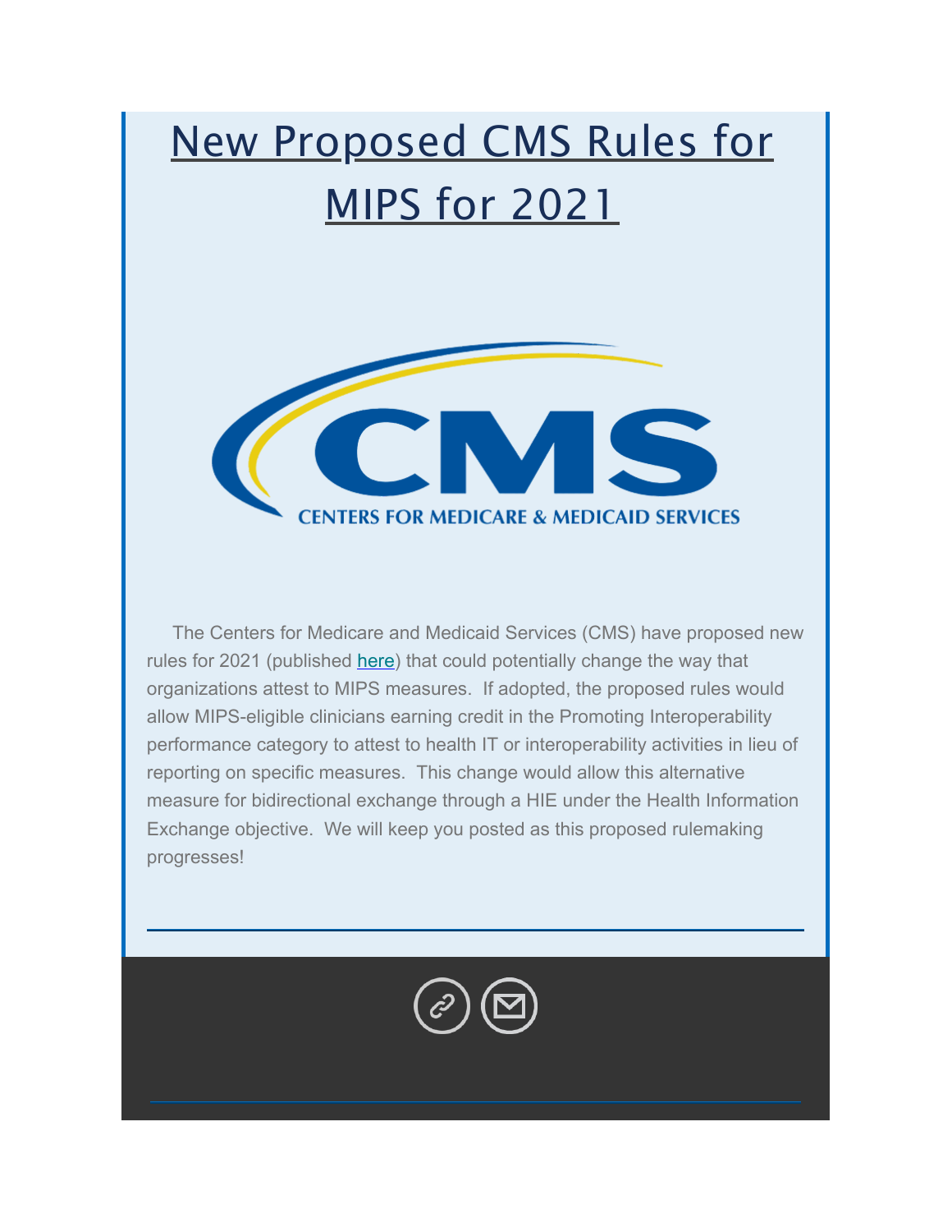# New Proposed CMS Rules for MIPS for 2021

The Centers for Medicare and Medicaid Services (CMS) have proposed new rules for 2021 (published here) that could potentially change the way that organizations attest to MIPS measures. If adopted, the proposed rules would allow MIPS-eligible clinicians earning credit in the Promoting Interoperability performance category to attest to health IT or interoperability activities in lieu of reporting on specific measures. This change would allow this alternative measure for bidirectional exchange through a HIE under the Health Information Exchange objective. We will keep you posted as this proposed rulemaking progresses!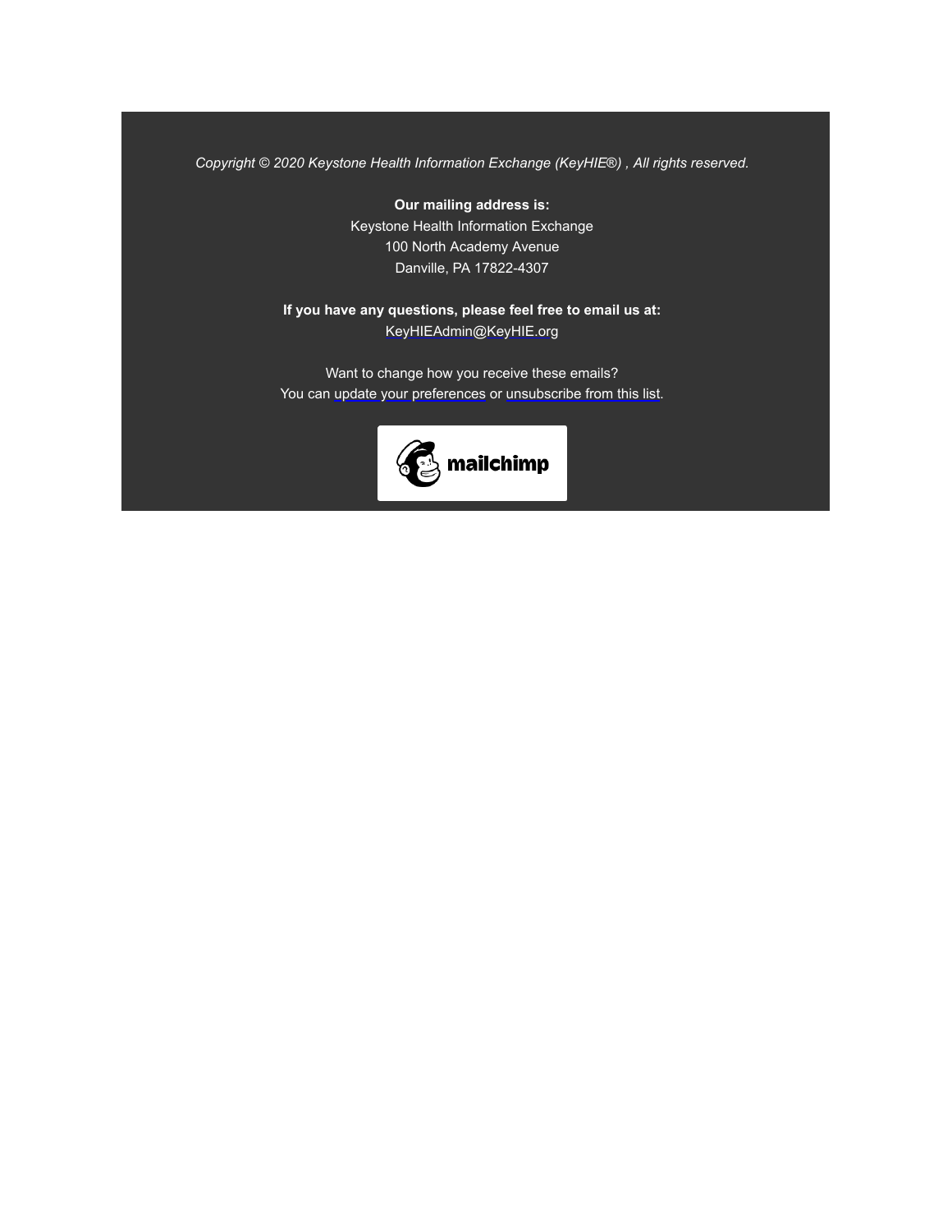*Copyright © 2020 Keystone Health Information Exchange (KeyHIE®) , All rights reserved.*

**Our mailing address is:**
Keystone Health Information Exchange
100 North Academy Avenue
Danville, PA 17822-4307

**If you have any questions, please feel free to email us at:**
KeyHIEAdmin@KeyHIE.org

Want to change how you receive these emails?
You can update your preferences or unsubscribe from this list.

mailchimp